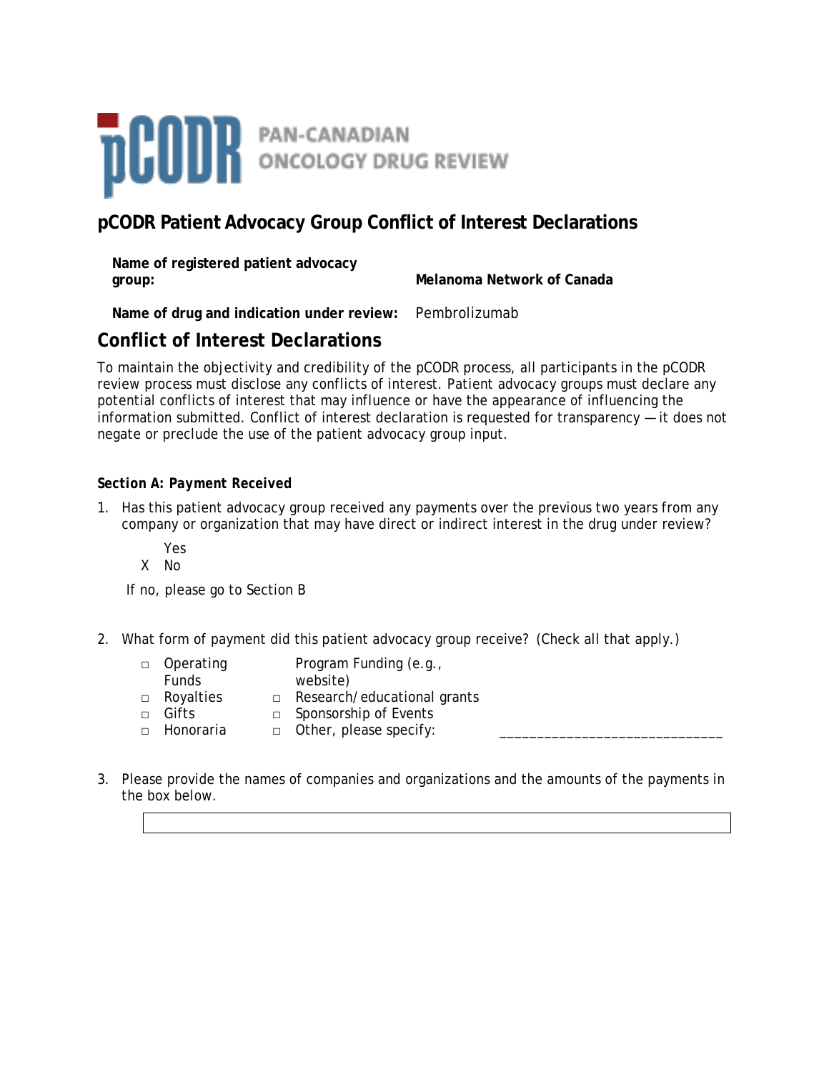PAN-CANADIAN ONCOLOGY DRUG REVIEW

# pCODR Patient Advocacy Group Conflict of Interest Declarations

**Name of registered patient advocacy group:** **Melanoma Network of Canada**

**Name of drug and indication under review:** Pembrolizumab

## Conflict of Interest Declarations

To maintain the objectivity and credibility of the pCODR process, all participants in the pCODR review process must disclose any conflicts of interest. Patient advocacy groups must declare any potential conflicts of interest that may influence or have the appearance of influencing the information submitted. Conflict of interest declaration is requested for transparency — it does not negate or preclude the use of the patient advocacy group input.

***Section A: Payment Received***

1. Has this patient advocacy group received any payments over the previous two years from any company or organization that may have direct or indirect interest in the drug under review?

   Yes
   X No

   If no, please go to Section B

2. What form of payment did this patient advocacy group receive? (Check all that apply.)

   - □ Operating Funds
   - Program Funding (e.g., website)
   - □ Royalties
   - □ Research/educational grants
   - □ Gifts
   - □ Sponsorship of Events
   - □ Honoraria
   - □ Other, please specify: ____________________________

3. Please provide the names of companies and organizations and the amounts of the payments in the box below.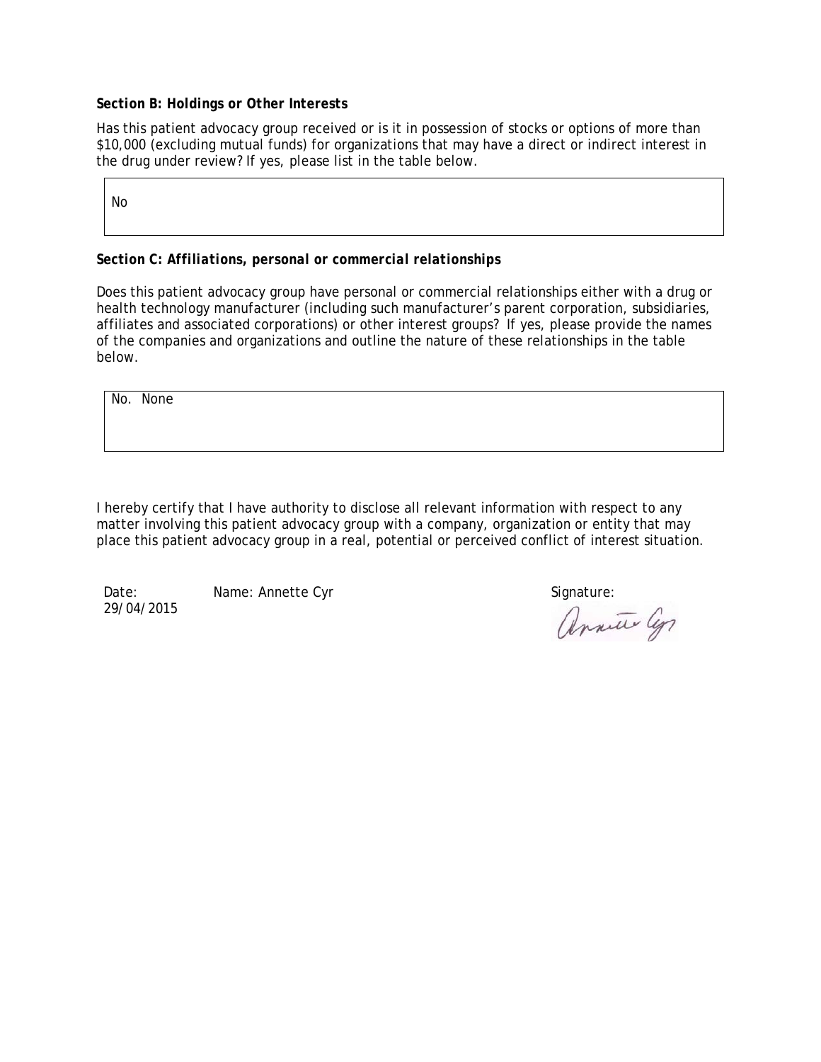***Section B: Holdings or Other Interests***

Has this patient advocacy group received or is it in possession of stocks or options of more than $10,000 (excluding mutual funds) for organizations that may have a direct or indirect interest in the drug under review? If yes, please list in the table below.

| |
|---|
| No |

***Section C: Affiliations, personal or commercial relationships***

Does this patient advocacy group have personal or commercial relationships either with a drug or health technology manufacturer (including such manufacturer's parent corporation, subsidiaries, affiliates and associated corporations) or other interest groups? If yes, please provide the names of the companies and organizations and outline the nature of these relationships in the table below.

| |
|---|
| No. None |

I hereby certify that I have authority to disclose all relevant information with respect to any matter involving this patient advocacy group with a company, organization or entity that may place this patient advocacy group in a real, potential or perceived conflict of interest situation.

Date: 29/04/2015

Name: Annette Cyr

Signature: Annette Cyr